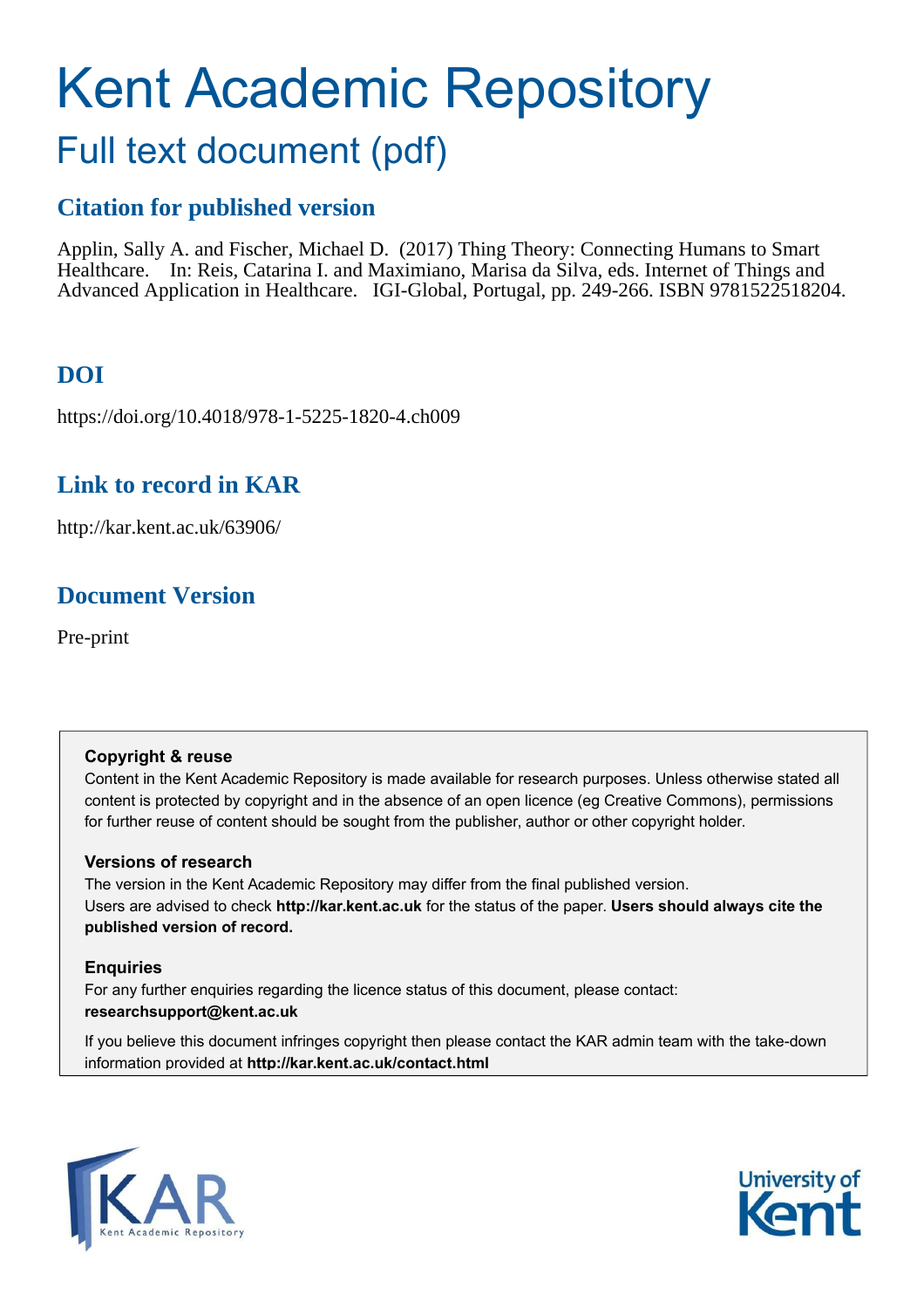# Kent Academic Repository

## Full text document (pdf)

### Citation for published version

Applin, Sally A. and Fischer, Michael D. (2017) Thing Theory: Connecting Humans to Smart Healthcare. In: Reis, Catarina I. and Maximiano, Marisa da Silva, eds. Internet of Things and Advanced Application in Healthcare. IGI-Global, Portugal, pp. 249-266. ISBN 9781522518204.

### DOI

https://doi.org/10.4018/978-1-5225-1820-4.ch009

### Link to record in KAR

http://kar.kent.ac.uk/63906/

### Document Version

Pre-print

**Copyright & reuse**

Content in the Kent Academic Repository is made available for research purposes. Unless otherwise stated all content is protected by copyright and in the absence of an open licence (eg Creative Commons), permissions for further reuse of content should be sought from the publisher, author or other copyright holder.

**Versions of research**

The version in the Kent Academic Repository may differ from the final published version. Users are advised to check **http://kar.kent.ac.uk** for the status of the paper. **Users should always cite the published version of record.**

**Enquiries**

For any further enquiries regarding the licence status of this document, please contact: **researchsupport@kent.ac.uk**

If you believe this document infringes copyright then please contact the KAR admin team with the take-down information provided at **http://kar.kent.ac.uk/contact.html**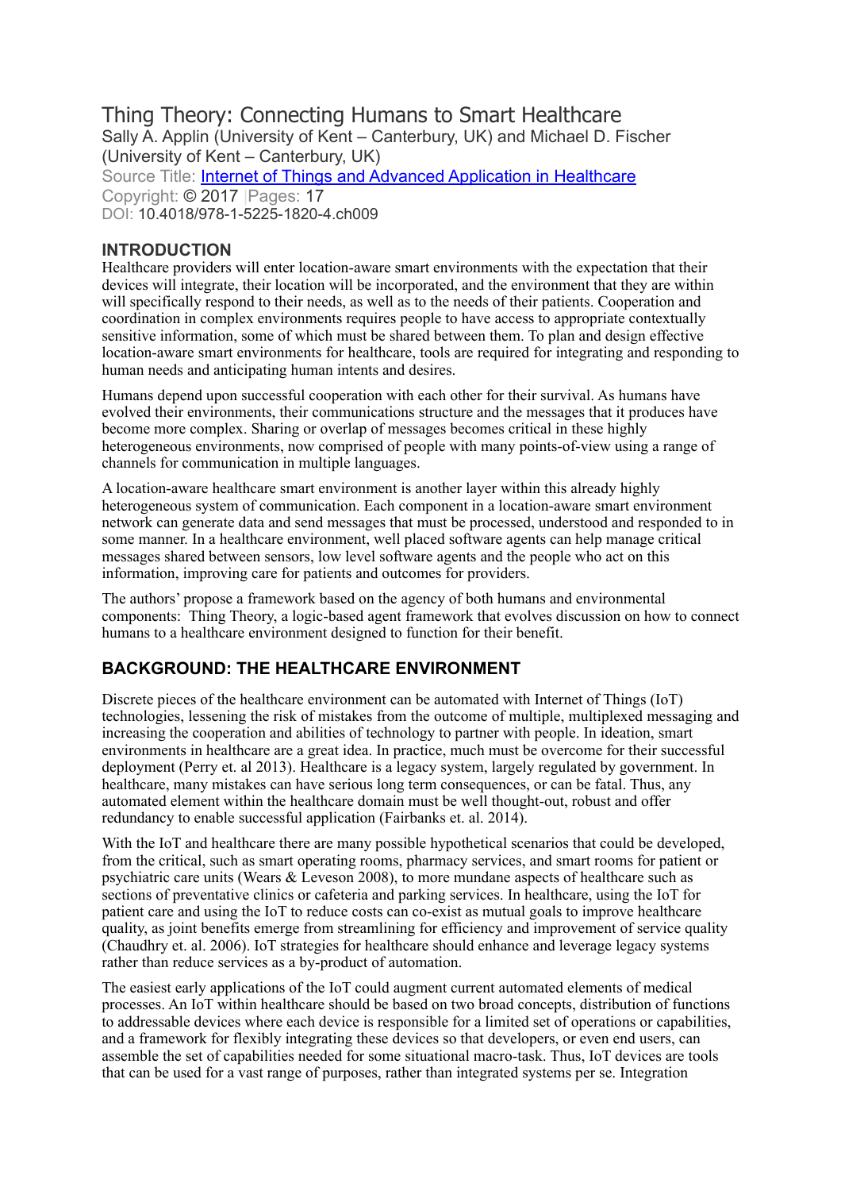# Thing Theory: Connecting Humans to Smart Healthcare

Sally A. Applin (University of Kent – Canterbury, UK) and Michael D. Fischer (University of Kent – Canterbury, UK)

Source Title: Internet of Things and Advanced Application in Healthcare

Copyright: © 2017 |Pages: 17

DOI: 10.4018/978-1-5225-1820-4.ch009

## INTRODUCTION

Healthcare providers will enter location-aware smart environments with the expectation that their devices will integrate, their location will be incorporated, and the environment that they are within will specifically respond to their needs, as well as to the needs of their patients. Cooperation and coordination in complex environments requires people to have access to appropriate contextually sensitive information, some of which must be shared between them. To plan and design effective location-aware smart environments for healthcare, tools are required for integrating and responding to human needs and anticipating human intents and desires.

Humans depend upon successful cooperation with each other for their survival. As humans have evolved their environments, their communications structure and the messages that it produces have become more complex. Sharing or overlap of messages becomes critical in these highly heterogeneous environments, now comprised of people with many points-of-view using a range of channels for communication in multiple languages.

A location-aware healthcare smart environment is another layer within this already highly heterogeneous system of communication. Each component in a location-aware smart environment network can generate data and send messages that must be processed, understood and responded to in some manner. In a healthcare environment, well placed software agents can help manage critical messages shared between sensors, low level software agents and the people who act on this information, improving care for patients and outcomes for providers.

The authors' propose a framework based on the agency of both humans and environmental components: Thing Theory, a logic-based agent framework that evolves discussion on how to connect humans to a healthcare environment designed to function for their benefit.

## BACKGROUND: THE HEALTHCARE ENVIRONMENT

Discrete pieces of the healthcare environment can be automated with Internet of Things (IoT) technologies, lessening the risk of mistakes from the outcome of multiple, multiplexed messaging and increasing the cooperation and abilities of technology to partner with people. In ideation, smart environments in healthcare are a great idea. In practice, much must be overcome for their successful deployment (Perry et. al 2013). Healthcare is a legacy system, largely regulated by government. In healthcare, many mistakes can have serious long term consequences, or can be fatal. Thus, any automated element within the healthcare domain must be well thought-out, robust and offer redundancy to enable successful application (Fairbanks et. al. 2014).

With the IoT and healthcare there are many possible hypothetical scenarios that could be developed, from the critical, such as smart operating rooms, pharmacy services, and smart rooms for patient or psychiatric care units (Wears & Leveson 2008), to more mundane aspects of healthcare such as sections of preventative clinics or cafeteria and parking services. In healthcare, using the IoT for patient care and using the IoT to reduce costs can co-exist as mutual goals to improve healthcare quality, as joint benefits emerge from streamlining for efficiency and improvement of service quality (Chaudhry et. al. 2006). IoT strategies for healthcare should enhance and leverage legacy systems rather than reduce services as a by-product of automation.

The easiest early applications of the IoT could augment current automated elements of medical processes. An IoT within healthcare should be based on two broad concepts, distribution of functions to addressable devices where each device is responsible for a limited set of operations or capabilities, and a framework for flexibly integrating these devices so that developers, or even end users, can assemble the set of capabilities needed for some situational macro-task. Thus, IoT devices are tools that can be used for a vast range of purposes, rather than integrated systems per se. Integration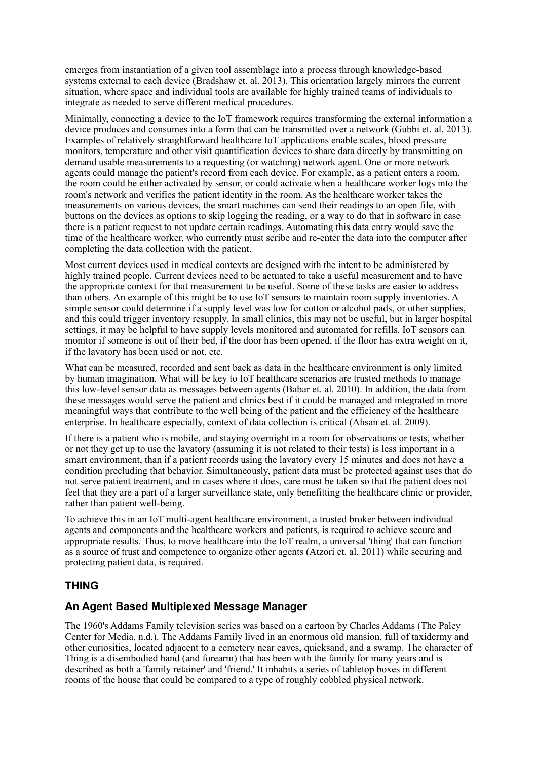emerges from instantiation of a given tool assemblage into a process through knowledge-based systems external to each device (Bradshaw et. al. 2013). This orientation largely mirrors the current situation, where space and individual tools are available for highly trained teams of individuals to integrate as needed to serve different medical procedures.

Minimally, connecting a device to the IoT framework requires transforming the external information a device produces and consumes into a form that can be transmitted over a network (Gubbi et. al. 2013). Examples of relatively straightforward healthcare IoT applications enable scales, blood pressure monitors, temperature and other visit quantification devices to share data directly by transmitting on demand usable measurements to a requesting (or watching) network agent. One or more network agents could manage the patient's record from each device. For example, as a patient enters a room, the room could be either activated by sensor, or could activate when a healthcare worker logs into the room's network and verifies the patient identity in the room. As the healthcare worker takes the measurements on various devices, the smart machines can send their readings to an open file, with buttons on the devices as options to skip logging the reading, or a way to do that in software in case there is a patient request to not update certain readings. Automating this data entry would save the time of the healthcare worker, who currently must scribe and re-enter the data into the computer after completing the data collection with the patient.

Most current devices used in medical contexts are designed with the intent to be administered by highly trained people. Current devices need to be actuated to take a useful measurement and to have the appropriate context for that measurement to be useful. Some of these tasks are easier to address than others. An example of this might be to use IoT sensors to maintain room supply inventories. A simple sensor could determine if a supply level was low for cotton or alcohol pads, or other supplies, and this could trigger inventory resupply. In small clinics, this may not be useful, but in larger hospital settings, it may be helpful to have supply levels monitored and automated for refills. IoT sensors can monitor if someone is out of their bed, if the door has been opened, if the floor has extra weight on it, if the lavatory has been used or not, etc.

What can be measured, recorded and sent back as data in the healthcare environment is only limited by human imagination. What will be key to IoT healthcare scenarios are trusted methods to manage this low-level sensor data as messages between agents (Babar et. al. 2010). In addition, the data from these messages would serve the patient and clinics best if it could be managed and integrated in more meaningful ways that contribute to the well being of the patient and the efficiency of the healthcare enterprise. In healthcare especially, context of data collection is critical (Ahsan et. al. 2009).

If there is a patient who is mobile, and staying overnight in a room for observations or tests, whether or not they get up to use the lavatory (assuming it is not related to their tests) is less important in a smart environment, than if a patient records using the lavatory every 15 minutes and does not have a condition precluding that behavior. Simultaneously, patient data must be protected against uses that do not serve patient treatment, and in cases where it does, care must be taken so that the patient does not feel that they are a part of a larger surveillance state, only benefitting the healthcare clinic or provider, rather than patient well-being.

To achieve this in an IoT multi-agent healthcare environment, a trusted broker between individual agents and components and the healthcare workers and patients, is required to achieve secure and appropriate results. Thus, to move healthcare into the IoT realm, a universal 'thing' that can function as a source of trust and competence to organize other agents (Atzori et. al. 2011) while securing and protecting patient data, is required.

## THING

### An Agent Based Multiplexed Message Manager

The 1960's Addams Family television series was based on a cartoon by Charles Addams (The Paley Center for Media, n.d.). The Addams Family lived in an enormous old mansion, full of taxidermy and other curiosities, located adjacent to a cemetery near caves, quicksand, and a swamp. The character of Thing is a disembodied hand (and forearm) that has been with the family for many years and is described as both a 'family retainer' and 'friend.' It inhabits a series of tabletop boxes in different rooms of the house that could be compared to a type of roughly cobbled physical network.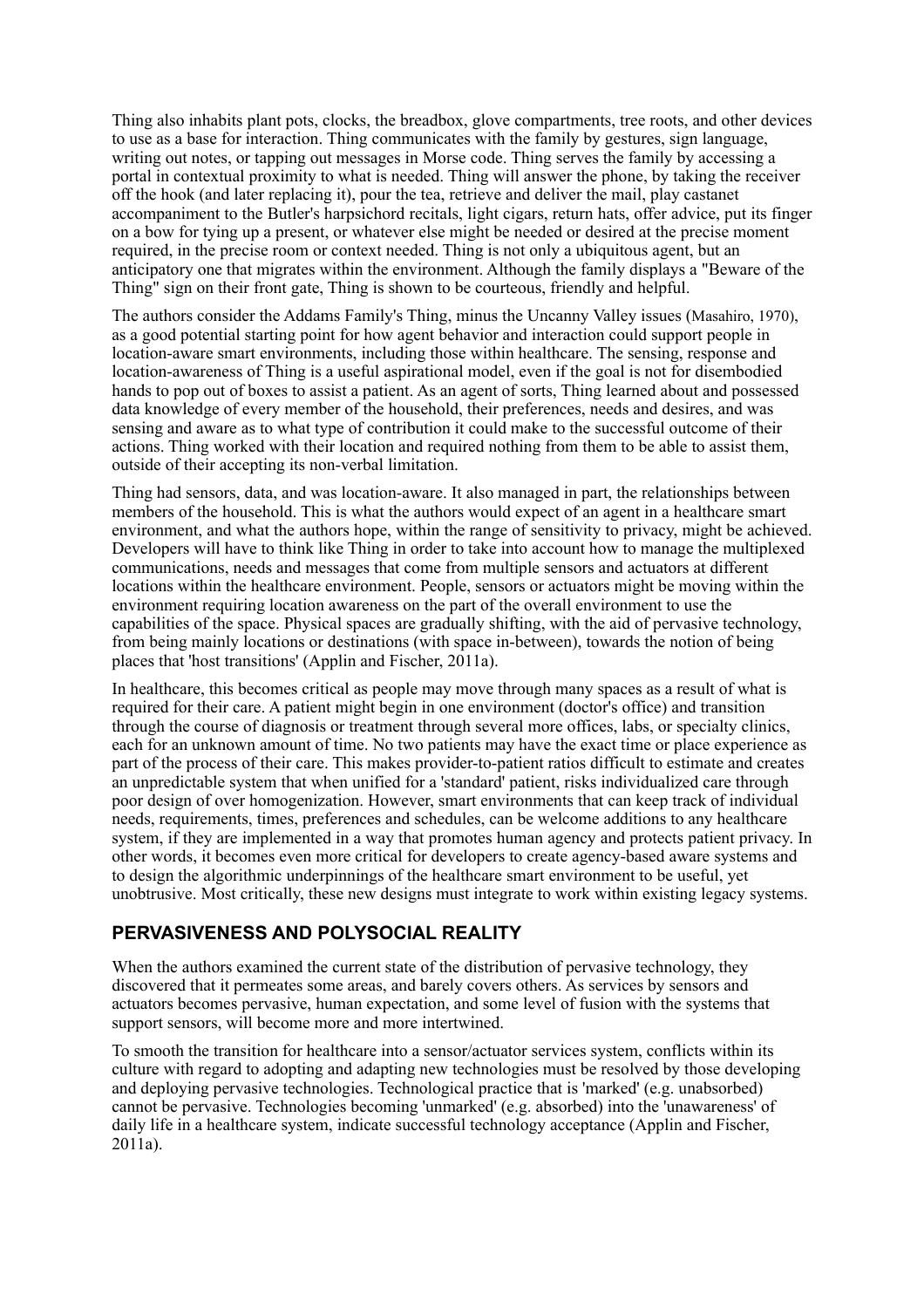Thing also inhabits plant pots, clocks, the breadbox, glove compartments, tree roots, and other devices to use as a base for interaction. Thing communicates with the family by gestures, sign language, writing out notes, or tapping out messages in Morse code. Thing serves the family by accessing a portal in contextual proximity to what is needed. Thing will answer the phone, by taking the receiver off the hook (and later replacing it), pour the tea, retrieve and deliver the mail, play castanet accompaniment to the Butler's harpsichord recitals, light cigars, return hats, offer advice, put its finger on a bow for tying up a present, or whatever else might be needed or desired at the precise moment required, in the precise room or context needed. Thing is not only a ubiquitous agent, but an anticipatory one that migrates within the environment. Although the family displays a "Beware of the Thing" sign on their front gate, Thing is shown to be courteous, friendly and helpful.

The authors consider the Addams Family's Thing, minus the Uncanny Valley issues (Masahiro, 1970), as a good potential starting point for how agent behavior and interaction could support people in location-aware smart environments, including those within healthcare. The sensing, response and location-awareness of Thing is a useful aspirational model, even if the goal is not for disembodied hands to pop out of boxes to assist a patient. As an agent of sorts, Thing learned about and possessed data knowledge of every member of the household, their preferences, needs and desires, and was sensing and aware as to what type of contribution it could make to the successful outcome of their actions. Thing worked with their location and required nothing from them to be able to assist them, outside of their accepting its non-verbal limitation.

Thing had sensors, data, and was location-aware. It also managed in part, the relationships between members of the household. This is what the authors would expect of an agent in a healthcare smart environment, and what the authors hope, within the range of sensitivity to privacy, might be achieved. Developers will have to think like Thing in order to take into account how to manage the multiplexed communications, needs and messages that come from multiple sensors and actuators at different locations within the healthcare environment. People, sensors or actuators might be moving within the environment requiring location awareness on the part of the overall environment to use the capabilities of the space. Physical spaces are gradually shifting, with the aid of pervasive technology, from being mainly locations or destinations (with space in-between), towards the notion of being places that 'host transitions' (Applin and Fischer, 2011a).

In healthcare, this becomes critical as people may move through many spaces as a result of what is required for their care. A patient might begin in one environment (doctor's office) and transition through the course of diagnosis or treatment through several more offices, labs, or specialty clinics, each for an unknown amount of time. No two patients may have the exact time or place experience as part of the process of their care. This makes provider-to-patient ratios difficult to estimate and creates an unpredictable system that when unified for a 'standard' patient, risks individualized care through poor design of over homogenization. However, smart environments that can keep track of individual needs, requirements, times, preferences and schedules, can be welcome additions to any healthcare system, if they are implemented in a way that promotes human agency and protects patient privacy. In other words, it becomes even more critical for developers to create agency-based aware systems and to design the algorithmic underpinnings of the healthcare smart environment to be useful, yet unobtrusive. Most critically, these new designs must integrate to work within existing legacy systems.

## PERVASIVENESS AND POLYSOCIAL REALITY

When the authors examined the current state of the distribution of pervasive technology, they discovered that it permeates some areas, and barely covers others. As services by sensors and actuators becomes pervasive, human expectation, and some level of fusion with the systems that support sensors, will become more and more intertwined.

To smooth the transition for healthcare into a sensor/actuator services system, conflicts within its culture with regard to adopting and adapting new technologies must be resolved by those developing and deploying pervasive technologies. Technological practice that is 'marked' (e.g. unabsorbed) cannot be pervasive. Technologies becoming 'unmarked' (e.g. absorbed) into the 'unawareness' of daily life in a healthcare system, indicate successful technology acceptance (Applin and Fischer, 2011a).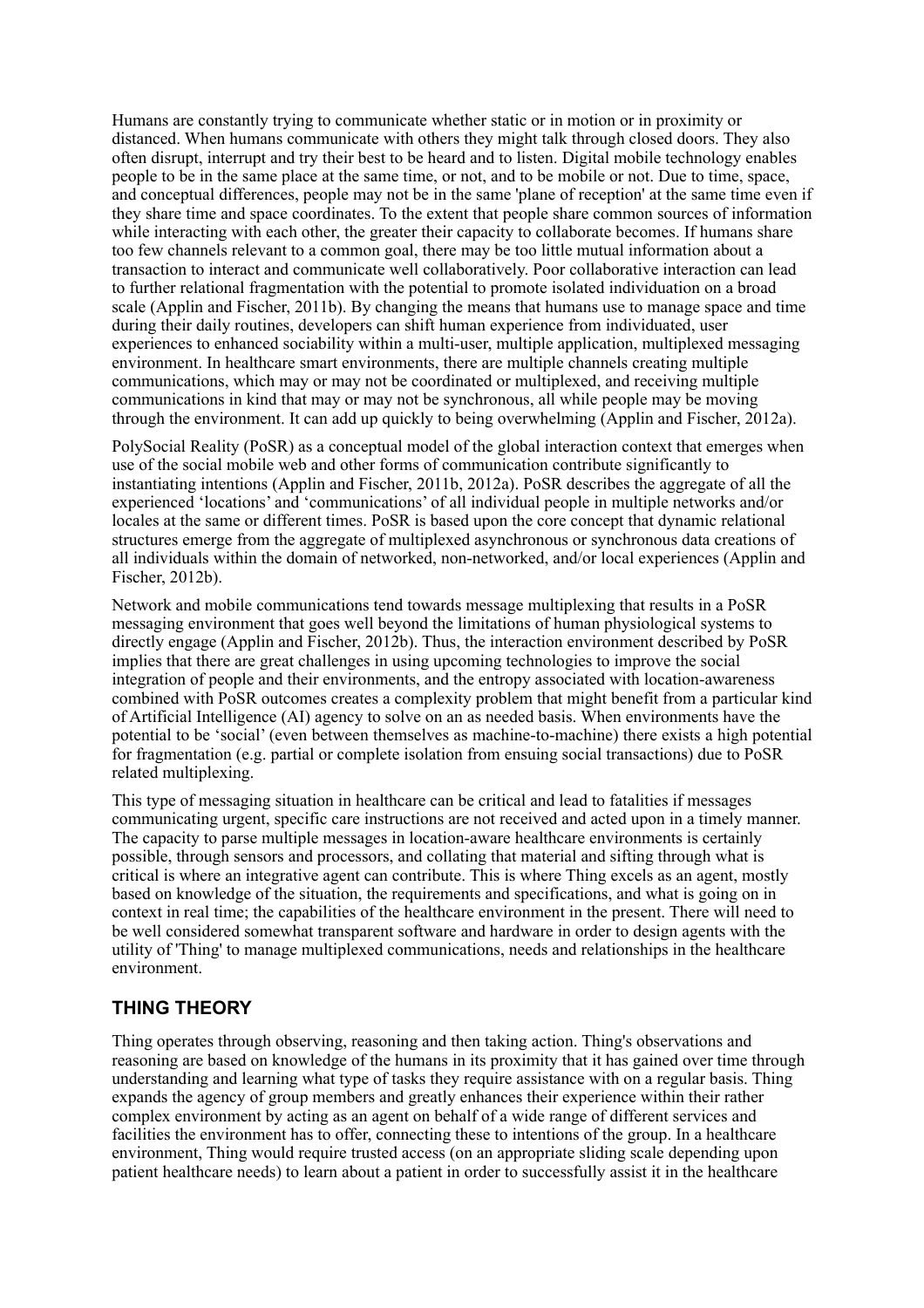Humans are constantly trying to communicate whether static or in motion or in proximity or distanced. When humans communicate with others they might talk through closed doors. They also often disrupt, interrupt and try their best to be heard and to listen. Digital mobile technology enables people to be in the same place at the same time, or not, and to be mobile or not. Due to time, space, and conceptual differences, people may not be in the same 'plane of reception' at the same time even if they share time and space coordinates. To the extent that people share common sources of information while interacting with each other, the greater their capacity to collaborate becomes. If humans share too few channels relevant to a common goal, there may be too little mutual information about a transaction to interact and communicate well collaboratively. Poor collaborative interaction can lead to further relational fragmentation with the potential to promote isolated individuation on a broad scale (Applin and Fischer, 2011b). By changing the means that humans use to manage space and time during their daily routines, developers can shift human experience from individuated, user experiences to enhanced sociability within a multi-user, multiple application, multiplexed messaging environment. In healthcare smart environments, there are multiple channels creating multiple communications, which may or may not be coordinated or multiplexed, and receiving multiple communications in kind that may or may not be synchronous, all while people may be moving through the environment. It can add up quickly to being overwhelming (Applin and Fischer, 2012a).

PolySocial Reality (PoSR) as a conceptual model of the global interaction context that emerges when use of the social mobile web and other forms of communication contribute significantly to instantiating intentions (Applin and Fischer, 2011b, 2012a). PoSR describes the aggregate of all the experienced 'locations' and 'communications' of all individual people in multiple networks and/or locales at the same or different times. PoSR is based upon the core concept that dynamic relational structures emerge from the aggregate of multiplexed asynchronous or synchronous data creations of all individuals within the domain of networked, non-networked, and/or local experiences (Applin and Fischer, 2012b).

Network and mobile communications tend towards message multiplexing that results in a PoSR messaging environment that goes well beyond the limitations of human physiological systems to directly engage (Applin and Fischer, 2012b). Thus, the interaction environment described by PoSR implies that there are great challenges in using upcoming technologies to improve the social integration of people and their environments, and the entropy associated with location-awareness combined with PoSR outcomes creates a complexity problem that might benefit from a particular kind of Artificial Intelligence (AI) agency to solve on an as needed basis. When environments have the potential to be 'social' (even between themselves as machine-to-machine) there exists a high potential for fragmentation (e.g. partial or complete isolation from ensuing social transactions) due to PoSR related multiplexing.

This type of messaging situation in healthcare can be critical and lead to fatalities if messages communicating urgent, specific care instructions are not received and acted upon in a timely manner. The capacity to parse multiple messages in location-aware healthcare environments is certainly possible, through sensors and processors, and collating that material and sifting through what is critical is where an integrative agent can contribute. This is where Thing excels as an agent, mostly based on knowledge of the situation, the requirements and specifications, and what is going on in context in real time; the capabilities of the healthcare environment in the present. There will need to be well considered somewhat transparent software and hardware in order to design agents with the utility of 'Thing' to manage multiplexed communications, needs and relationships in the healthcare environment.

## THING THEORY

Thing operates through observing, reasoning and then taking action. Thing's observations and reasoning are based on knowledge of the humans in its proximity that it has gained over time through understanding and learning what type of tasks they require assistance with on a regular basis. Thing expands the agency of group members and greatly enhances their experience within their rather complex environment by acting as an agent on behalf of a wide range of different services and facilities the environment has to offer, connecting these to intentions of the group. In a healthcare environment, Thing would require trusted access (on an appropriate sliding scale depending upon patient healthcare needs) to learn about a patient in order to successfully assist it in the healthcare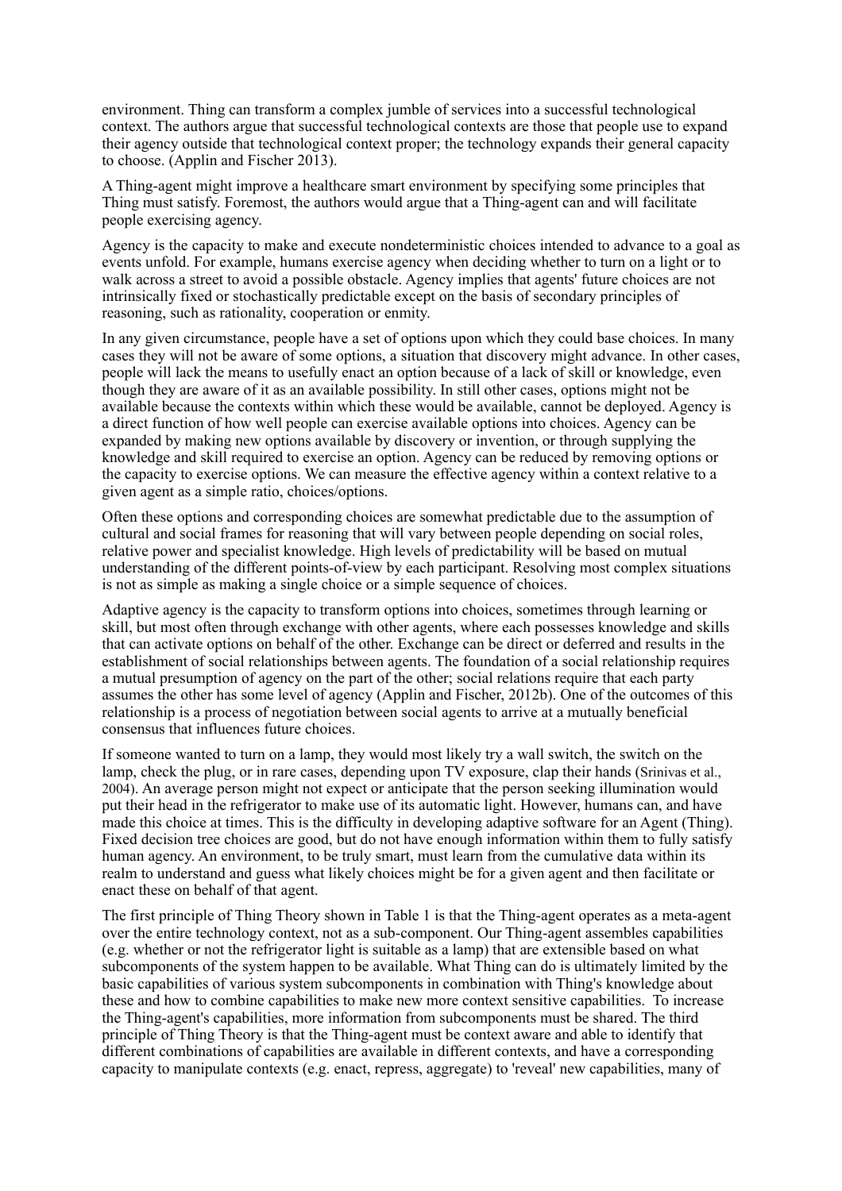environment. Thing can transform a complex jumble of services into a successful technological context. The authors argue that successful technological contexts are those that people use to expand their agency outside that technological context proper; the technology expands their general capacity to choose. (Applin and Fischer 2013).

A Thing-agent might improve a healthcare smart environment by specifying some principles that Thing must satisfy. Foremost, the authors would argue that a Thing-agent can and will facilitate people exercising agency.

Agency is the capacity to make and execute nondeterministic choices intended to advance to a goal as events unfold. For example, humans exercise agency when deciding whether to turn on a light or to walk across a street to avoid a possible obstacle. Agency implies that agents' future choices are not intrinsically fixed or stochastically predictable except on the basis of secondary principles of reasoning, such as rationality, cooperation or enmity.

In any given circumstance, people have a set of options upon which they could base choices. In many cases they will not be aware of some options, a situation that discovery might advance. In other cases, people will lack the means to usefully enact an option because of a lack of skill or knowledge, even though they are aware of it as an available possibility. In still other cases, options might not be available because the contexts within which these would be available, cannot be deployed. Agency is a direct function of how well people can exercise available options into choices. Agency can be expanded by making new options available by discovery or invention, or through supplying the knowledge and skill required to exercise an option. Agency can be reduced by removing options or the capacity to exercise options. We can measure the effective agency within a context relative to a given agent as a simple ratio, choices/options.

Often these options and corresponding choices are somewhat predictable due to the assumption of cultural and social frames for reasoning that will vary between people depending on social roles, relative power and specialist knowledge. High levels of predictability will be based on mutual understanding of the different points-of-view by each participant. Resolving most complex situations is not as simple as making a single choice or a simple sequence of choices.

Adaptive agency is the capacity to transform options into choices, sometimes through learning or skill, but most often through exchange with other agents, where each possesses knowledge and skills that can activate options on behalf of the other. Exchange can be direct or deferred and results in the establishment of social relationships between agents. The foundation of a social relationship requires a mutual presumption of agency on the part of the other; social relations require that each party assumes the other has some level of agency (Applin and Fischer, 2012b). One of the outcomes of this relationship is a process of negotiation between social agents to arrive at a mutually beneficial consensus that influences future choices.

If someone wanted to turn on a lamp, they would most likely try a wall switch, the switch on the lamp, check the plug, or in rare cases, depending upon TV exposure, clap their hands (Srinivas et al., 2004). An average person might not expect or anticipate that the person seeking illumination would put their head in the refrigerator to make use of its automatic light. However, humans can, and have made this choice at times. This is the difficulty in developing adaptive software for an Agent (Thing). Fixed decision tree choices are good, but do not have enough information within them to fully satisfy human agency. An environment, to be truly smart, must learn from the cumulative data within its realm to understand and guess what likely choices might be for a given agent and then facilitate or enact these on behalf of that agent.

The first principle of Thing Theory shown in Table 1 is that the Thing-agent operates as a meta-agent over the entire technology context, not as a sub-component. Our Thing-agent assembles capabilities (e.g. whether or not the refrigerator light is suitable as a lamp) that are extensible based on what subcomponents of the system happen to be available. What Thing can do is ultimately limited by the basic capabilities of various system subcomponents in combination with Thing's knowledge about these and how to combine capabilities to make new more context sensitive capabilities. To increase the Thing-agent's capabilities, more information from subcomponents must be shared. The third principle of Thing Theory is that the Thing-agent must be context aware and able to identify that different combinations of capabilities are available in different contexts, and have a corresponding capacity to manipulate contexts (e.g. enact, repress, aggregate) to 'reveal' new capabilities, many of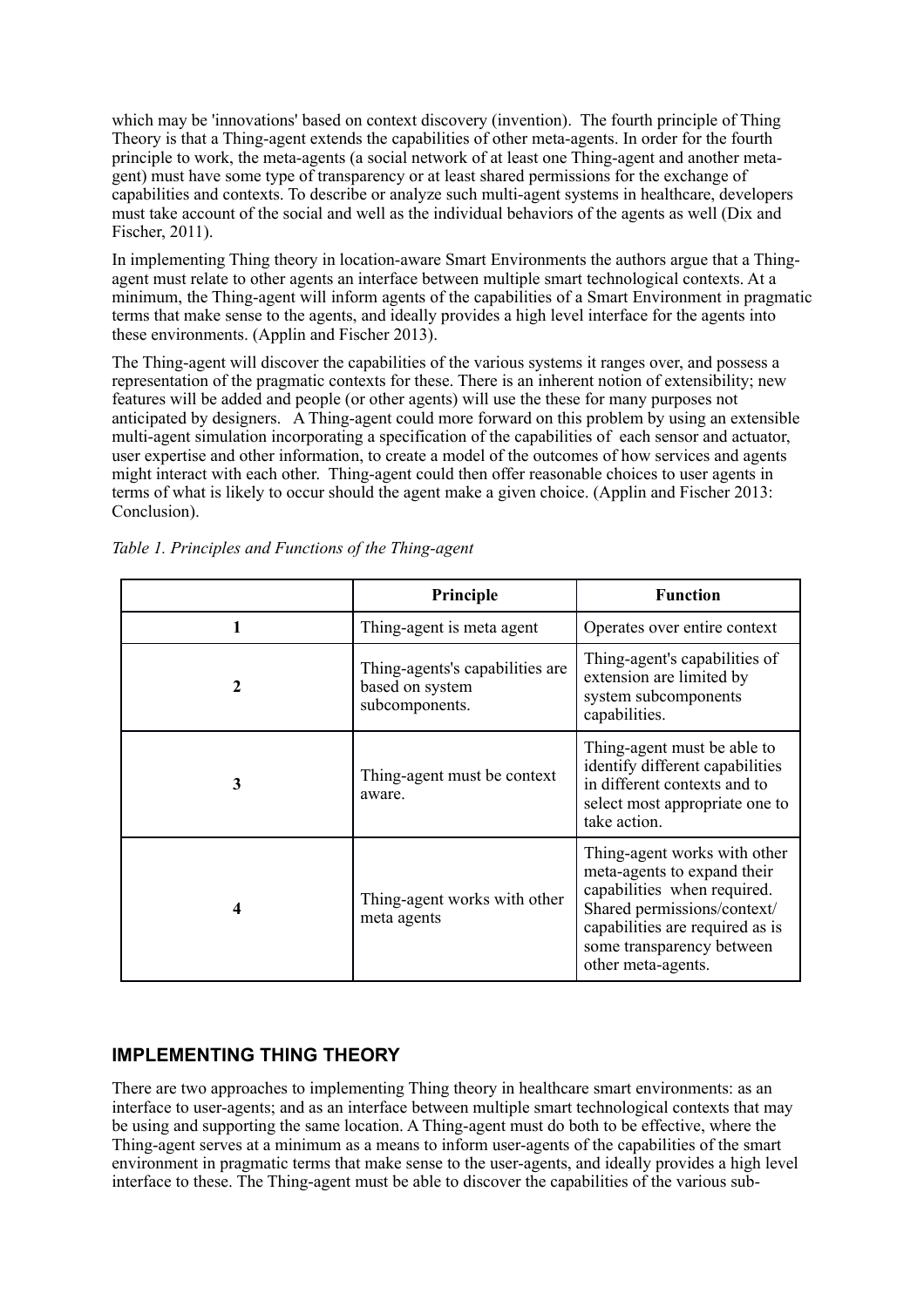which may be 'innovations' based on context discovery (invention). The fourth principle of Thing Theory is that a Thing-agent extends the capabilities of other meta-agents. In order for the fourth principle to work, the meta-agents (a social network of at least one Thing-agent and another meta-gent) must have some type of transparency or at least shared permissions for the exchange of capabilities and contexts. To describe or analyze such multi-agent systems in healthcare, developers must take account of the social and well as the individual behaviors of the agents as well (Dix and Fischer, 2011).

In implementing Thing theory in location-aware Smart Environments the authors argue that a Thing-agent must relate to other agents an interface between multiple smart technological contexts. At a minimum, the Thing-agent will inform agents of the capabilities of a Smart Environment in pragmatic terms that make sense to the agents, and ideally provides a high level interface for the agents into these environments. (Applin and Fischer 2013).

The Thing-agent will discover the capabilities of the various systems it ranges over, and possess a representation of the pragmatic contexts for these. There is an inherent notion of extensibility; new features will be added and people (or other agents) will use the these for many purposes not anticipated by designers. A Thing-agent could more forward on this problem by using an extensible multi-agent simulation incorporating a specification of the capabilities of each sensor and actuator, user expertise and other information, to create a model of the outcomes of how services and agents might interact with each other. Thing-agent could then offer reasonable choices to user agents in terms of what is likely to occur should the agent make a given choice. (Applin and Fischer 2013: Conclusion).

*Table 1. Principles and Functions of the Thing-agent*

| | **Principle** | **Function** |
|---|---|---|
| **1** | Thing-agent is meta agent | Operates over entire context |
| **2** | Thing-agents's capabilities are based on system subcomponents. | Thing-agent's capabilities of extension are limited by system subcomponents capabilities. |
| **3** | Thing-agent must be context aware. | Thing-agent must be able to identify different capabilities in different contexts and to select most appropriate one to take action. |
| **4** | Thing-agent works with other meta agents | Thing-agent works with other meta-agents to expand their capabilities when required. Shared permissions/context/ capabilities are required as is some transparency between other meta-agents. |

## IMPLEMENTING THING THEORY

There are two approaches to implementing Thing theory in healthcare smart environments: as an interface to user-agents; and as an interface between multiple smart technological contexts that may be using and supporting the same location. A Thing-agent must do both to be effective, where the Thing-agent serves at a minimum as a means to inform user-agents of the capabilities of the smart environment in pragmatic terms that make sense to the user-agents, and ideally provides a high level interface to these. The Thing-agent must be able to discover the capabilities of the various sub-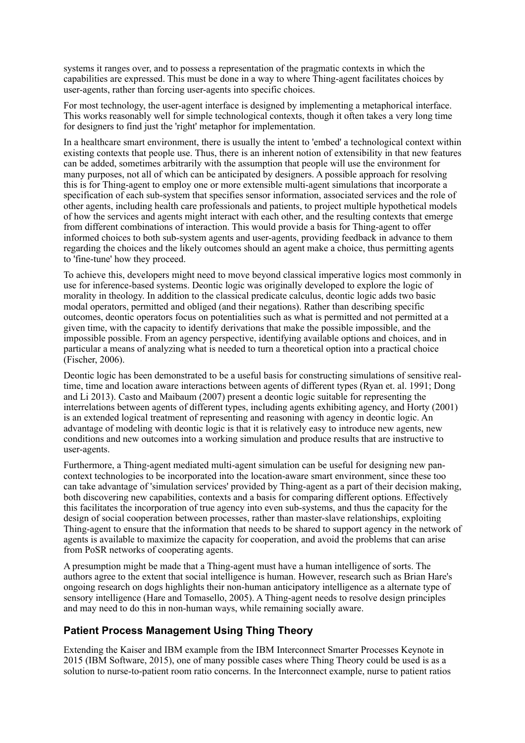systems it ranges over, and to possess a representation of the pragmatic contexts in which the capabilities are expressed. This must be done in a way to where Thing-agent facilitates choices by user-agents, rather than forcing user-agents into specific choices.

For most technology, the user-agent interface is designed by implementing a metaphorical interface. This works reasonably well for simple technological contexts, though it often takes a very long time for designers to find just the 'right' metaphor for implementation.

In a healthcare smart environment, there is usually the intent to 'embed' a technological context within existing contexts that people use. Thus, there is an inherent notion of extensibility in that new features can be added, sometimes arbitrarily with the assumption that people will use the environment for many purposes, not all of which can be anticipated by designers. A possible approach for resolving this is for Thing-agent to employ one or more extensible multi-agent simulations that incorporate a specification of each sub-system that specifies sensor information, associated services and the role of other agents, including health care professionals and patients, to project multiple hypothetical models of how the services and agents might interact with each other, and the resulting contexts that emerge from different combinations of interaction. This would provide a basis for Thing-agent to offer informed choices to both sub-system agents and user-agents, providing feedback in advance to them regarding the choices and the likely outcomes should an agent make a choice, thus permitting agents to 'fine-tune' how they proceed.

To achieve this, developers might need to move beyond classical imperative logics most commonly in use for inference-based systems. Deontic logic was originally developed to explore the logic of morality in theology. In addition to the classical predicate calculus, deontic logic adds two basic modal operators, permitted and obliged (and their negations). Rather than describing specific outcomes, deontic operators focus on potentialities such as what is permitted and not permitted at a given time, with the capacity to identify derivations that make the possible impossible, and the impossible possible. From an agency perspective, identifying available options and choices, and in particular a means of analyzing what is needed to turn a theoretical option into a practical choice (Fischer, 2006).

Deontic logic has been demonstrated to be a useful basis for constructing simulations of sensitive real-time, time and location aware interactions between agents of different types (Ryan et. al. 1991; Dong and Li 2013). Casto and Maibaum (2007) present a deontic logic suitable for representing the interrelations between agents of different types, including agents exhibiting agency, and Horty (2001) is an extended logical treatment of representing and reasoning with agency in deontic logic. An advantage of modeling with deontic logic is that it is relatively easy to introduce new agents, new conditions and new outcomes into a working simulation and produce results that are instructive to user-agents.

Furthermore, a Thing-agent mediated multi-agent simulation can be useful for designing new pan-context technologies to be incorporated into the location-aware smart environment, since these too can take advantage of 'simulation services' provided by Thing-agent as a part of their decision making, both discovering new capabilities, contexts and a basis for comparing different options. Effectively this facilitates the incorporation of true agency into even sub-systems, and thus the capacity for the design of social cooperation between processes, rather than master-slave relationships, exploiting Thing-agent to ensure that the information that needs to be shared to support agency in the network of agents is available to maximize the capacity for cooperation, and avoid the problems that can arise from PoSR networks of cooperating agents.

A presumption might be made that a Thing-agent must have a human intelligence of sorts. The authors agree to the extent that social intelligence is human. However, research such as Brian Hare's ongoing research on dogs highlights their non-human anticipatory intelligence as a alternate type of sensory intelligence (Hare and Tomasello, 2005). A Thing-agent needs to resolve design principles and may need to do this in non-human ways, while remaining socially aware.

## Patient Process Management Using Thing Theory

Extending the Kaiser and IBM example from the IBM Interconnect Smarter Processes Keynote in 2015 (IBM Software, 2015), one of many possible cases where Thing Theory could be used is as a solution to nurse-to-patient room ratio concerns. In the Interconnect example, nurse to patient ratios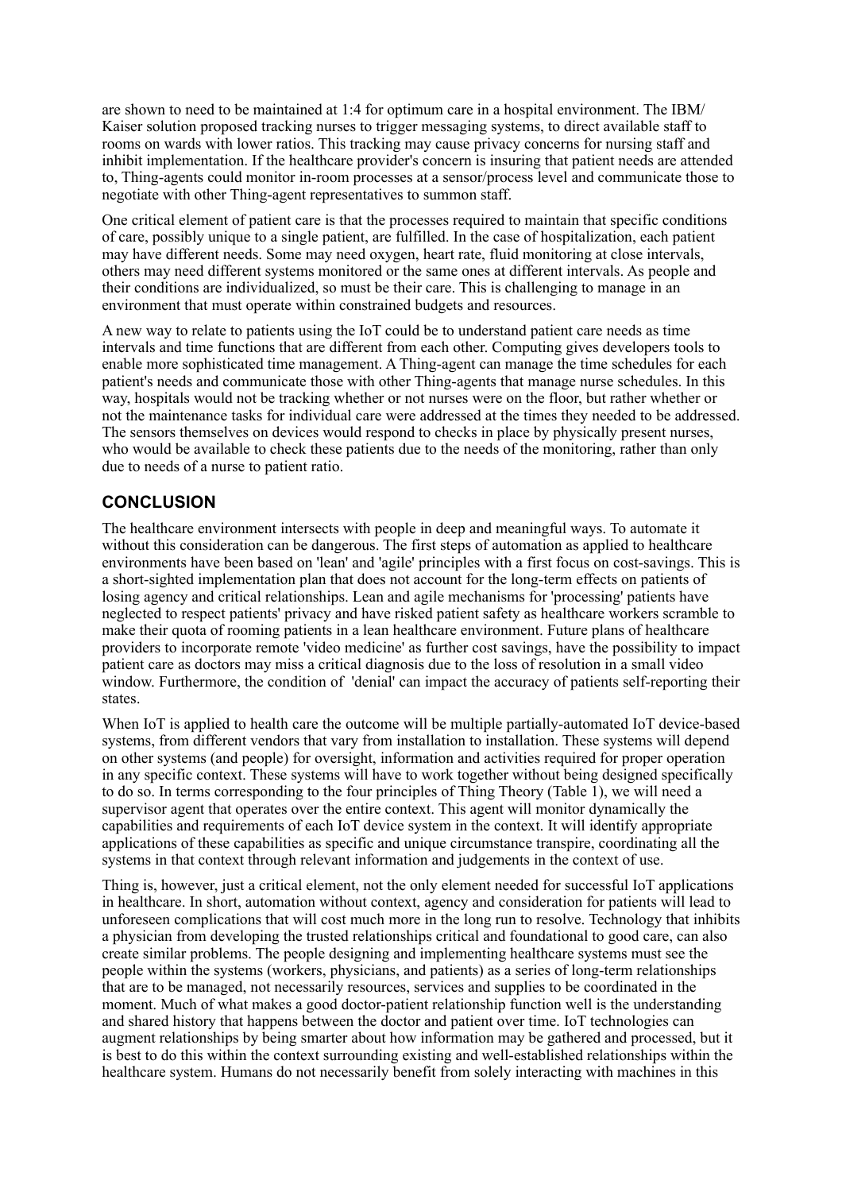are shown to need to be maintained at 1:4 for optimum care in a hospital environment. The IBM/ Kaiser solution proposed tracking nurses to trigger messaging systems, to direct available staff to rooms on wards with lower ratios. This tracking may cause privacy concerns for nursing staff and inhibit implementation. If the healthcare provider's concern is insuring that patient needs are attended to, Thing-agents could monitor in-room processes at a sensor/process level and communicate those to negotiate with other Thing-agent representatives to summon staff.

One critical element of patient care is that the processes required to maintain that specific conditions of care, possibly unique to a single patient, are fulfilled. In the case of hospitalization, each patient may have different needs. Some may need oxygen, heart rate, fluid monitoring at close intervals, others may need different systems monitored or the same ones at different intervals. As people and their conditions are individualized, so must be their care. This is challenging to manage in an environment that must operate within constrained budgets and resources.

A new way to relate to patients using the IoT could be to understand patient care needs as time intervals and time functions that are different from each other. Computing gives developers tools to enable more sophisticated time management. A Thing-agent can manage the time schedules for each patient's needs and communicate those with other Thing-agents that manage nurse schedules. In this way, hospitals would not be tracking whether or not nurses were on the floor, but rather whether or not the maintenance tasks for individual care were addressed at the times they needed to be addressed. The sensors themselves on devices would respond to checks in place by physically present nurses, who would be available to check these patients due to the needs of the monitoring, rather than only due to needs of a nurse to patient ratio.

## CONCLUSION

The healthcare environment intersects with people in deep and meaningful ways. To automate it without this consideration can be dangerous. The first steps of automation as applied to healthcare environments have been based on 'lean' and 'agile' principles with a first focus on cost-savings. This is a short-sighted implementation plan that does not account for the long-term effects on patients of losing agency and critical relationships. Lean and agile mechanisms for 'processing' patients have neglected to respect patients' privacy and have risked patient safety as healthcare workers scramble to make their quota of rooming patients in a lean healthcare environment. Future plans of healthcare providers to incorporate remote 'video medicine' as further cost savings, have the possibility to impact patient care as doctors may miss a critical diagnosis due to the loss of resolution in a small video window. Furthermore, the condition of 'denial' can impact the accuracy of patients self-reporting their states.

When IoT is applied to health care the outcome will be multiple partially-automated IoT device-based systems, from different vendors that vary from installation to installation. These systems will depend on other systems (and people) for oversight, information and activities required for proper operation in any specific context. These systems will have to work together without being designed specifically to do so. In terms corresponding to the four principles of Thing Theory (Table 1), we will need a supervisor agent that operates over the entire context. This agent will monitor dynamically the capabilities and requirements of each IoT device system in the context. It will identify appropriate applications of these capabilities as specific and unique circumstance transpire, coordinating all the systems in that context through relevant information and judgements in the context of use.

Thing is, however, just a critical element, not the only element needed for successful IoT applications in healthcare. In short, automation without context, agency and consideration for patients will lead to unforeseen complications that will cost much more in the long run to resolve. Technology that inhibits a physician from developing the trusted relationships critical and foundational to good care, can also create similar problems. The people designing and implementing healthcare systems must see the people within the systems (workers, physicians, and patients) as a series of long-term relationships that are to be managed, not necessarily resources, services and supplies to be coordinated in the moment. Much of what makes a good doctor-patient relationship function well is the understanding and shared history that happens between the doctor and patient over time. IoT technologies can augment relationships by being smarter about how information may be gathered and processed, but it is best to do this within the context surrounding existing and well-established relationships within the healthcare system. Humans do not necessarily benefit from solely interacting with machines in this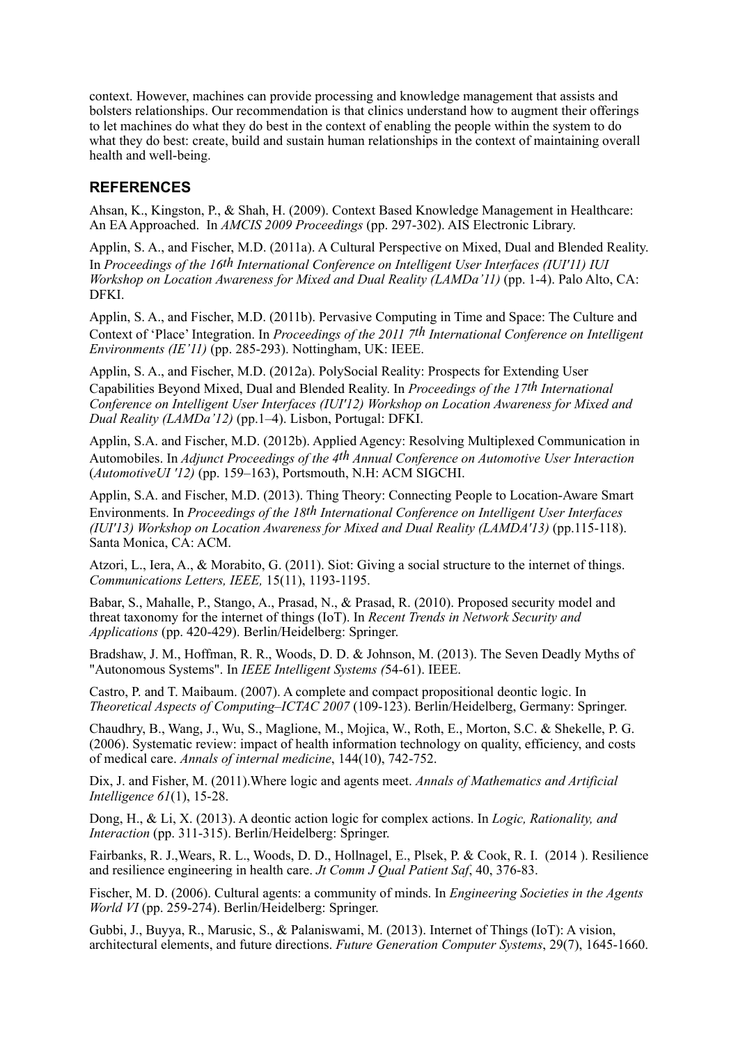context. However, machines can provide processing and knowledge management that assists and bolsters relationships. Our recommendation is that clinics understand how to augment their offerings to let machines do what they do best in the context of enabling the people within the system to do what they do best: create, build and sustain human relationships in the context of maintaining overall health and well-being.

## REFERENCES

Ahsan, K., Kingston, P., & Shah, H. (2009). Context Based Knowledge Management in Healthcare: An EA Approached. In *AMCIS 2009 Proceedings* (pp. 297-302). AIS Electronic Library.

Applin, S. A., and Fischer, M.D. (2011a). A Cultural Perspective on Mixed, Dual and Blended Reality. In *Proceedings of the 16th International Conference on Intelligent User Interfaces (IUI'11) IUI Workshop on Location Awareness for Mixed and Dual Reality (LAMDa'11)* (pp. 1-4). Palo Alto, CA: DFKI.

Applin, S. A., and Fischer, M.D. (2011b). Pervasive Computing in Time and Space: The Culture and Context of 'Place' Integration. In *Proceedings of the 2011 7th International Conference on Intelligent Environments (IE'11)* (pp. 285-293). Nottingham, UK: IEEE.

Applin, S. A., and Fischer, M.D. (2012a). PolySocial Reality: Prospects for Extending User Capabilities Beyond Mixed, Dual and Blended Reality. In *Proceedings of the 17th International Conference on Intelligent User Interfaces (IUI'12) Workshop on Location Awareness for Mixed and Dual Reality (LAMDa'12)* (pp.1–4). Lisbon, Portugal: DFKI.

Applin, S.A. and Fischer, M.D. (2012b). Applied Agency: Resolving Multiplexed Communication in Automobiles. In *Adjunct Proceedings of the 4th Annual Conference on Automotive User Interaction* (*AutomotiveUI '12)* (pp. 159–163), Portsmouth, N.H: ACM SIGCHI.

Applin, S.A. and Fischer, M.D. (2013). Thing Theory: Connecting People to Location-Aware Smart Environments. In *Proceedings of the 18th International Conference on Intelligent User Interfaces (IUI'13) Workshop on Location Awareness for Mixed and Dual Reality (LAMDA'13)* (pp.115-118). Santa Monica, CA: ACM.

Atzori, L., Iera, A., & Morabito, G. (2011). Siot: Giving a social structure to the internet of things. *Communications Letters, IEEE,* 15(11), 1193-1195.

Babar, S., Mahalle, P., Stango, A., Prasad, N., & Prasad, R. (2010). Proposed security model and threat taxonomy for the internet of things (IoT). In *Recent Trends in Network Security and Applications* (pp. 420-429). Berlin/Heidelberg: Springer.

Bradshaw, J. M., Hoffman, R. R., Woods, D. D. & Johnson, M. (2013). The Seven Deadly Myths of "Autonomous Systems". In *IEEE Intelligent Systems (*54-61). IEEE.

Castro, P. and T. Maibaum. (2007). A complete and compact propositional deontic logic. In *Theoretical Aspects of Computing–ICTAC 2007* (109-123). Berlin/Heidelberg, Germany: Springer.

Chaudhry, B., Wang, J., Wu, S., Maglione, M., Mojica, W., Roth, E., Morton, S.C. & Shekelle, P. G. (2006). Systematic review: impact of health information technology on quality, efficiency, and costs of medical care. *Annals of internal medicine*, 144(10), 742-752.

Dix, J. and Fisher, M. (2011).Where logic and agents meet. *Annals of Mathematics and Artificial Intelligence 61*(1), 15-28.

Dong, H., & Li, X. (2013). A deontic action logic for complex actions. In *Logic, Rationality, and Interaction* (pp. 311-315). Berlin/Heidelberg: Springer.

Fairbanks, R. J.,Wears, R. L., Woods, D. D., Hollnagel, E., Plsek, P. & Cook, R. I. (2014 ). Resilience and resilience engineering in health care. *Jt Comm J Qual Patient Saf*, 40, 376-83.

Fischer, M. D. (2006). Cultural agents: a community of minds. In *Engineering Societies in the Agents World VI* (pp. 259-274). Berlin/Heidelberg: Springer.

Gubbi, J., Buyya, R., Marusic, S., & Palaniswami, M. (2013). Internet of Things (IoT): A vision, architectural elements, and future directions. *Future Generation Computer Systems*, 29(7), 1645-1660.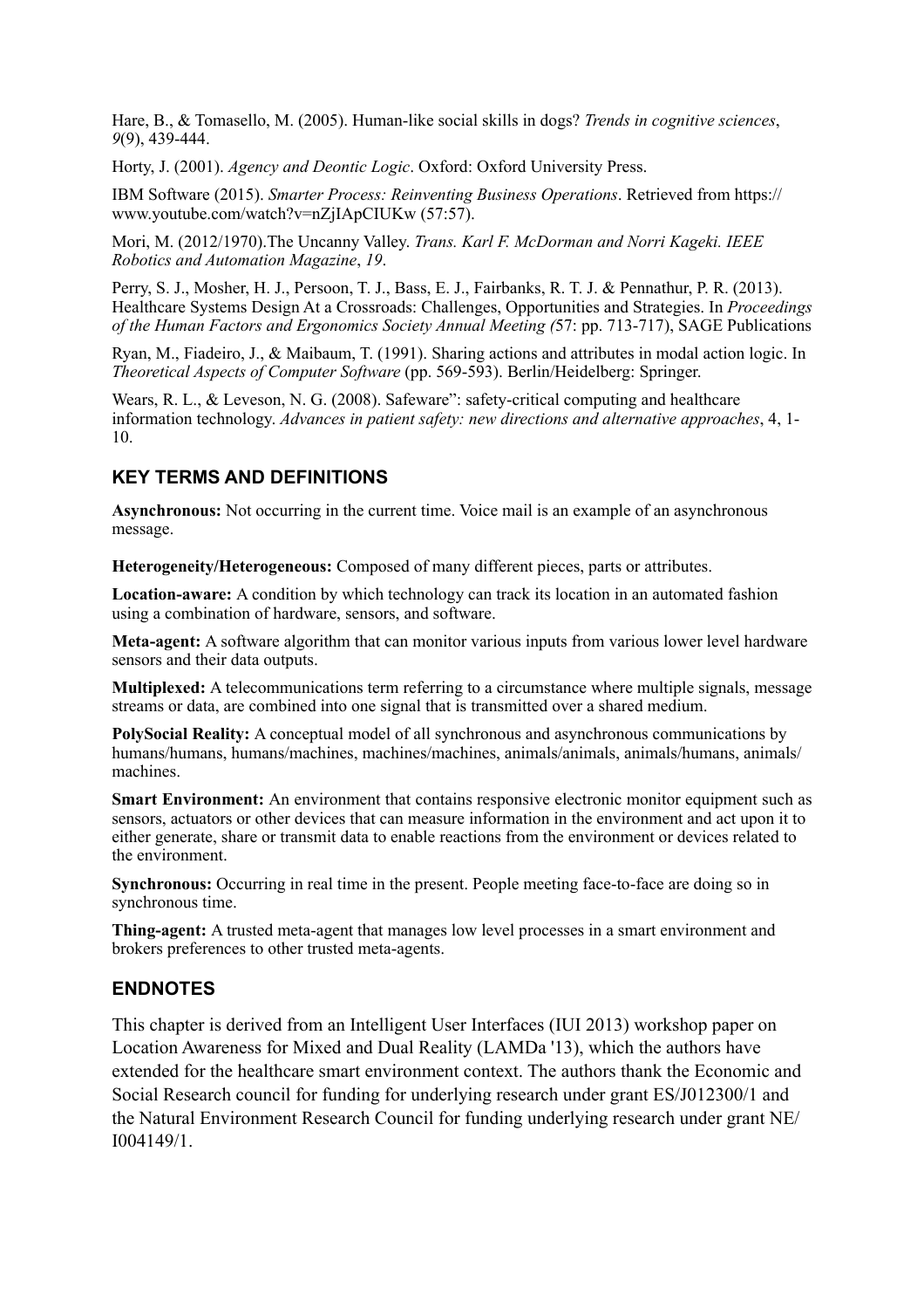Hare, B., & Tomasello, M. (2005). Human-like social skills in dogs? *Trends in cognitive sciences*, *9*(9), 439-444.

Horty, J. (2001). *Agency and Deontic Logic*. Oxford: Oxford University Press.

IBM Software (2015). *Smarter Process: Reinventing Business Operations*. Retrieved from https://www.youtube.com/watch?v=nZjIApCIUKw (57:57).

Mori, M. (2012/1970).The Uncanny Valley. *Trans. Karl F. McDorman and Norri Kageki. IEEE Robotics and Automation Magazine*, *19*.

Perry, S. J., Mosher, H. J., Persoon, T. J., Bass, E. J., Fairbanks, R. T. J. & Pennathur, P. R. (2013). Healthcare Systems Design At a Crossroads: Challenges, Opportunities and Strategies. In *Proceedings of the Human Factors and Ergonomics Society Annual Meeting (*57: pp. 713-717), SAGE Publications

Ryan, M., Fiadeiro, J., & Maibaum, T. (1991). Sharing actions and attributes in modal action logic. In *Theoretical Aspects of Computer Software* (pp. 569-593). Berlin/Heidelberg: Springer.

Wears, R. L., & Leveson, N. G. (2008). Safeware": safety-critical computing and healthcare information technology. *Advances in patient safety: new directions and alternative approaches*, 4, 1-10.

## KEY TERMS AND DEFINITIONS

**Asynchronous:** Not occurring in the current time. Voice mail is an example of an asynchronous message.

**Heterogeneity/Heterogeneous:** Composed of many different pieces, parts or attributes.

**Location-aware:** A condition by which technology can track its location in an automated fashion using a combination of hardware, sensors, and software.

**Meta-agent:** A software algorithm that can monitor various inputs from various lower level hardware sensors and their data outputs.

**Multiplexed:** A telecommunications term referring to a circumstance where multiple signals, message streams or data, are combined into one signal that is transmitted over a shared medium.

**PolySocial Reality:** A conceptual model of all synchronous and asynchronous communications by humans/humans, humans/machines, machines/machines, animals/animals, animals/humans, animals/machines.

**Smart Environment:** An environment that contains responsive electronic monitor equipment such as sensors, actuators or other devices that can measure information in the environment and act upon it to either generate, share or transmit data to enable reactions from the environment or devices related to the environment.

**Synchronous:** Occurring in real time in the present. People meeting face-to-face are doing so in synchronous time.

**Thing-agent:** A trusted meta-agent that manages low level processes in a smart environment and brokers preferences to other trusted meta-agents.

## ENDNOTES

This chapter is derived from an Intelligent User Interfaces (IUI 2013) workshop paper on Location Awareness for Mixed and Dual Reality (LAMDa '13), which the authors have extended for the healthcare smart environment context. The authors thank the Economic and Social Research council for funding for underlying research under grant ES/J012300/1 and the Natural Environment Research Council for funding underlying research under grant NE/I004149/1.